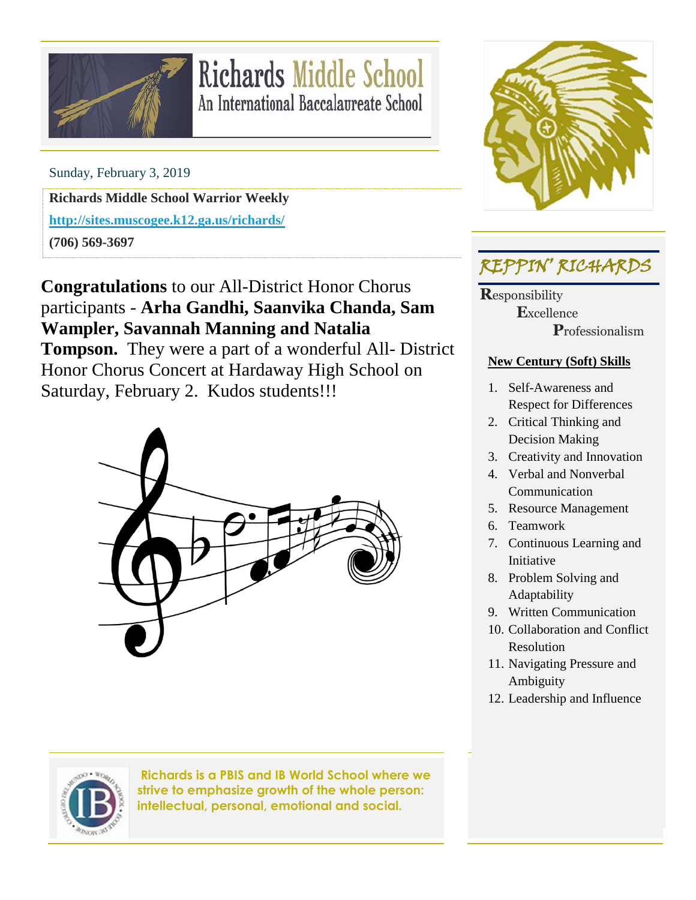# Richards Middle School
## An International Baccalaureate School

Sunday, February 3, 2019

**Richards Middle School Warrior Weekly**

**http://sites.muscogee.k12.ga.us/richards/**

**(706) 569-3697**

**Congratulations** to our All-District Honor Chorus participants - **Arha Gandhi, Saanvika Chanda, Sam Wampler, Savannah Manning and Natalia Tompson.** They were a part of a wonderful All- District Honor Chorus Concert at Hardaway High School on Saturday, February 2. Kudos students!!!

## REPPIN' RICHARDS

**R**esponsibility
**E**xcellence
**P**rofessionalism

**New Century (Soft) Skills**

1. Self-Awareness and Respect for Differences
2. Critical Thinking and Decision Making
3. Creativity and Innovation
4. Verbal and Nonverbal Communication
5. Resource Management
6. Teamwork
7. Continuous Learning and Initiative
8. Problem Solving and Adaptability
9. Written Communication
10. Collaboration and Conflict Resolution
11. Navigating Pressure and Ambiguity
12. Leadership and Influence

**Richards is a PBIS and IB World School where we strive to emphasize growth of the whole person: intellectual, personal, emotional and social.**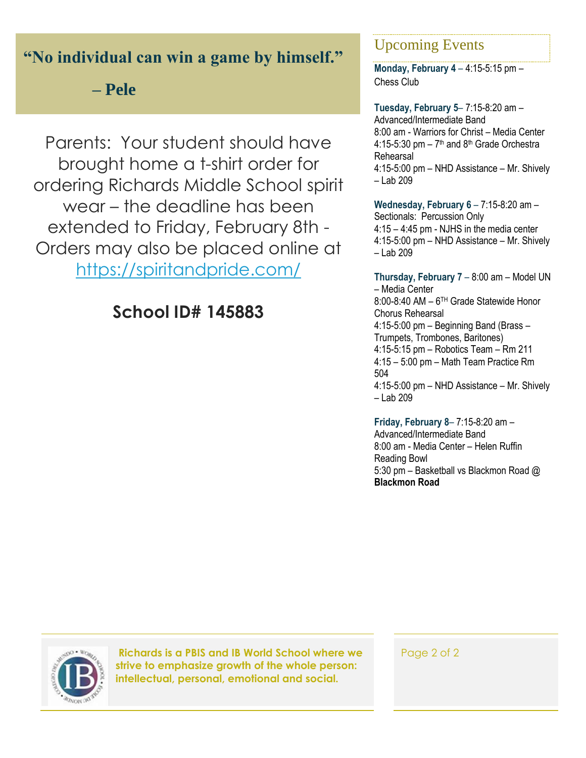**“No individual can win a game by himself.”**

**– Pele**

Parents: Your student should have brought home a t-shirt order for ordering Richards Middle School spirit wear – the deadline has been extended to Friday, February 8th - Orders may also be placed online at https://spiritandpride.com/

**School ID# 145883**

## Upcoming Events

**Monday, February 4** – 4:15-5:15 pm – Chess Club

**Tuesday, February 5**– 7:15-8:20 am – Advanced/Intermediate Band
8:00 am - Warriors for Christ – Media Center
4:15-5:30 pm – 7th and 8th Grade Orchestra Rehearsal
4:15-5:00 pm – NHD Assistance – Mr. Shively – Lab 209

**Wednesday, February 6** – 7:15-8:20 am – Sectionals: Percussion Only
4:15 – 4:45 pm - NJHS in the media center
4:15-5:00 pm – NHD Assistance – Mr. Shively – Lab 209

**Thursday, February 7** – 8:00 am – Model UN – Media Center
8:00-8:40 AM – 6TH Grade Statewide Honor Chorus Rehearsal
4:15-5:00 pm – Beginning Band (Brass – Trumpets, Trombones, Baritones)
4:15-5:15 pm – Robotics Team – Rm 211
4:15 – 5:00 pm – Math Team Practice Rm 504
4:15-5:00 pm – NHD Assistance – Mr. Shively – Lab 209

**Friday, February 8**– 7:15-8:20 am – Advanced/Intermediate Band
8:00 am - Media Center – Helen Ruffin Reading Bowl
5:30 pm – Basketball vs Blackmon Road @ **Blackmon Road**

**Richards is a PBIS and IB World School where we strive to emphasize growth of the whole person: intellectual, personal, emotional and social.**